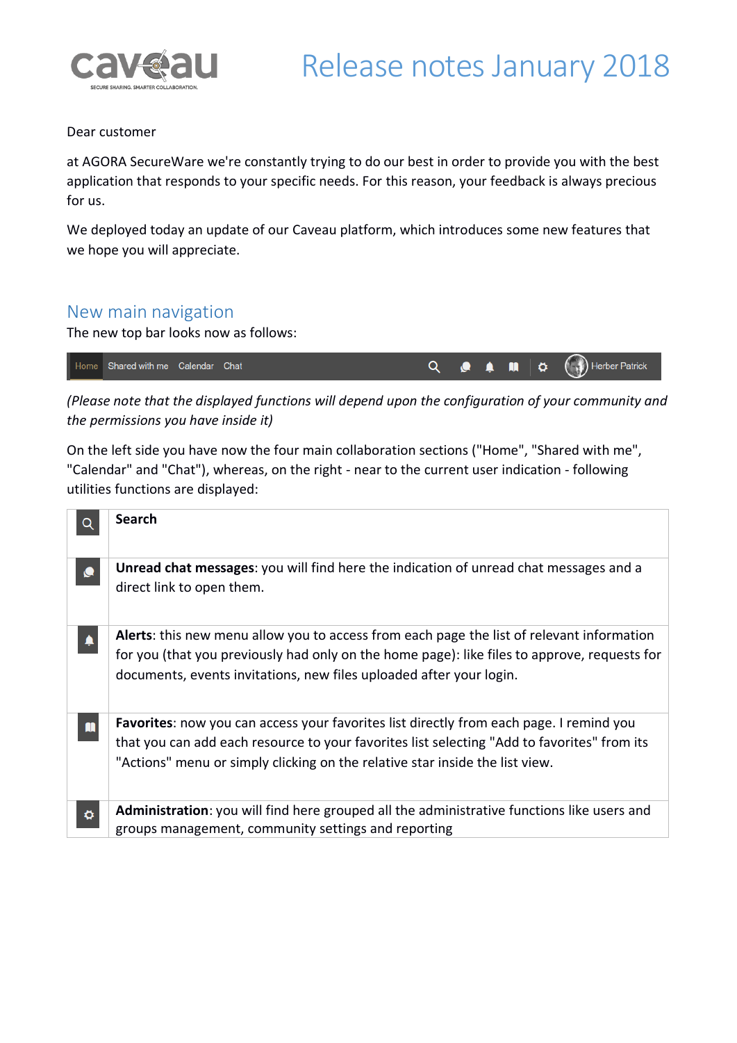# Release notes January 2018

Dear customer

at AGORA SecureWare we're constantly trying to do our best in order to provide you with the best application that responds to your specific needs. For this reason, your feedback is always precious for us.

We deployed today an update of our Caveau platform, which introduces some new features that we hope you will appreciate.

## New main navigation

The new top bar looks now as follows:

Home Shared with me Calendar Chat Herber Patrick

*(Please note that the displayed functions will depend upon the configuration of your community and the permissions you have inside it)*

On the left side you have now the four main collaboration sections ("Home", "Shared with me", "Calendar" and "Chat"), whereas, on the right - near to the current user indication - following utilities functions are displayed:

| | |
|---|---|
| | **Search** |
| | **Unread chat messages**: you will find here the indication of unread chat messages and a direct link to open them. |
| | **Alerts**: this new menu allow you to access from each page the list of relevant information for you (that you previously had only on the home page): like files to approve, requests for documents, events invitations, new files uploaded after your login. |
| | **Favorites**: now you can access your favorites list directly from each page. I remind you that you can add each resource to your favorites list selecting "Add to favorites" from its "Actions" menu or simply clicking on the relative star inside the list view. |
| | **Administration**: you will find here grouped all the administrative functions like users and groups management, community settings and reporting |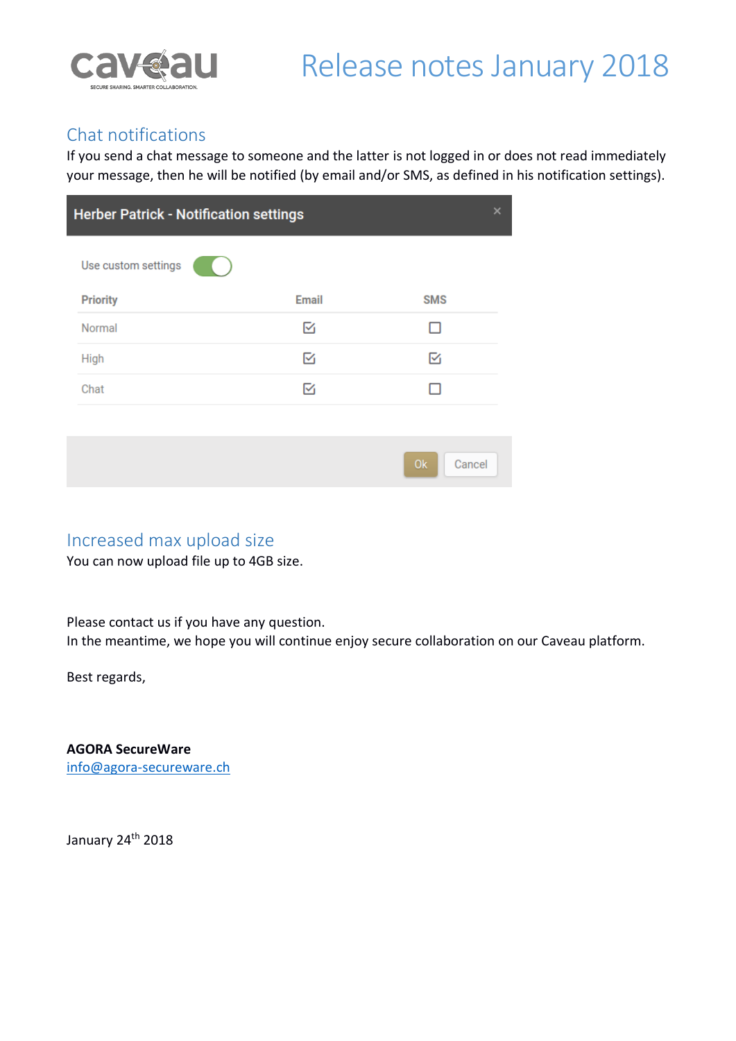# Release notes January 2018

## Chat notifications

If you send a chat message to someone and the latter is not logged in or does not read immediately your message, then he will be notified (by email and/or SMS, as defined in his notification settings).

**Herber Patrick - Notification settings**

Use custom settings

| Priority | Email | SMS |
|---|---|---|
| Normal | ☑ | ☐ |
| High | ☑ | ☑ |
| Chat | ☑ | ☐ |

Ok Cancel

## Increased max upload size

You can now upload file up to 4GB size.

Please contact us if you have any question.
In the meantime, we hope you will continue enjoy secure collaboration on our Caveau platform.

Best regards,

**AGORA SecureWare**
info@agora-secureware.ch

January 24th 2018